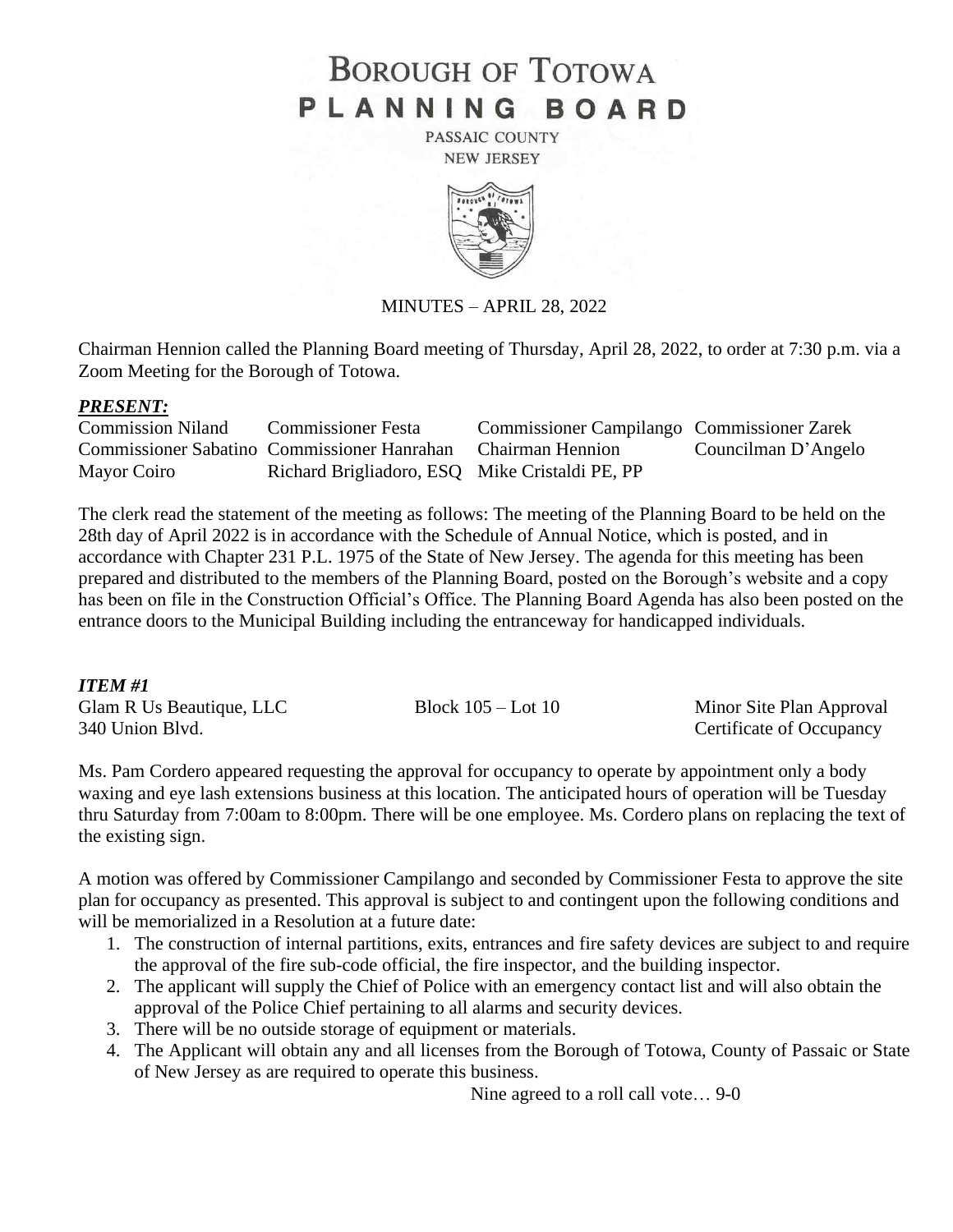# BOROUGH OF TOTOWA
# PLANNING BOARD

PASSAIC COUNTY
NEW JERSEY

MINUTES – APRIL 28, 2022

Chairman Hennion called the Planning Board meeting of Thursday, April 28, 2022, to order at 7:30 p.m. via a Zoom Meeting for the Borough of Totowa.

***PRESENT:***

| | | | |
|---|---|---|---|
| Commission Niland | Commissioner Festa | Commissioner Campilango | Commissioner Zarek |
| Commissioner Sabatino | Commissioner Hanrahan | Chairman Hennion | Councilman D'Angelo |
| Mayor Coiro | Richard Brigliadoro, ESQ | Mike Cristaldi PE, PP | |

The clerk read the statement of the meeting as follows: The meeting of the Planning Board to be held on the 28th day of April 2022 is in accordance with the Schedule of Annual Notice, which is posted, and in accordance with Chapter 231 P.L. 1975 of the State of New Jersey. The agenda for this meeting has been prepared and distributed to the members of the Planning Board, posted on the Borough's website and a copy has been on file in the Construction Official's Office. The Planning Board Agenda has also been posted on the entrance doors to the Municipal Building including the entranceway for handicapped individuals.

***ITEM #1***

| | | |
|---|---|---|
| Glam R Us Beautique, LLC | Block 105 – Lot 10 | Minor Site Plan Approval |
| 340 Union Blvd. | | Certificate of Occupancy |

Ms. Pam Cordero appeared requesting the approval for occupancy to operate by appointment only a body waxing and eye lash extensions business at this location. The anticipated hours of operation will be Tuesday thru Saturday from 7:00am to 8:00pm. There will be one employee. Ms. Cordero plans on replacing the text of the existing sign.

A motion was offered by Commissioner Campilango and seconded by Commissioner Festa to approve the site plan for occupancy as presented. This approval is subject to and contingent upon the following conditions and will be memorialized in a Resolution at a future date:

1. The construction of internal partitions, exits, entrances and fire safety devices are subject to and require the approval of the fire sub-code official, the fire inspector, and the building inspector.
2. The applicant will supply the Chief of Police with an emergency contact list and will also obtain the approval of the Police Chief pertaining to all alarms and security devices.
3. There will be no outside storage of equipment or materials.
4. The Applicant will obtain any and all licenses from the Borough of Totowa, County of Passaic or State of New Jersey as are required to operate this business.

Nine agreed to a roll call vote… 9-0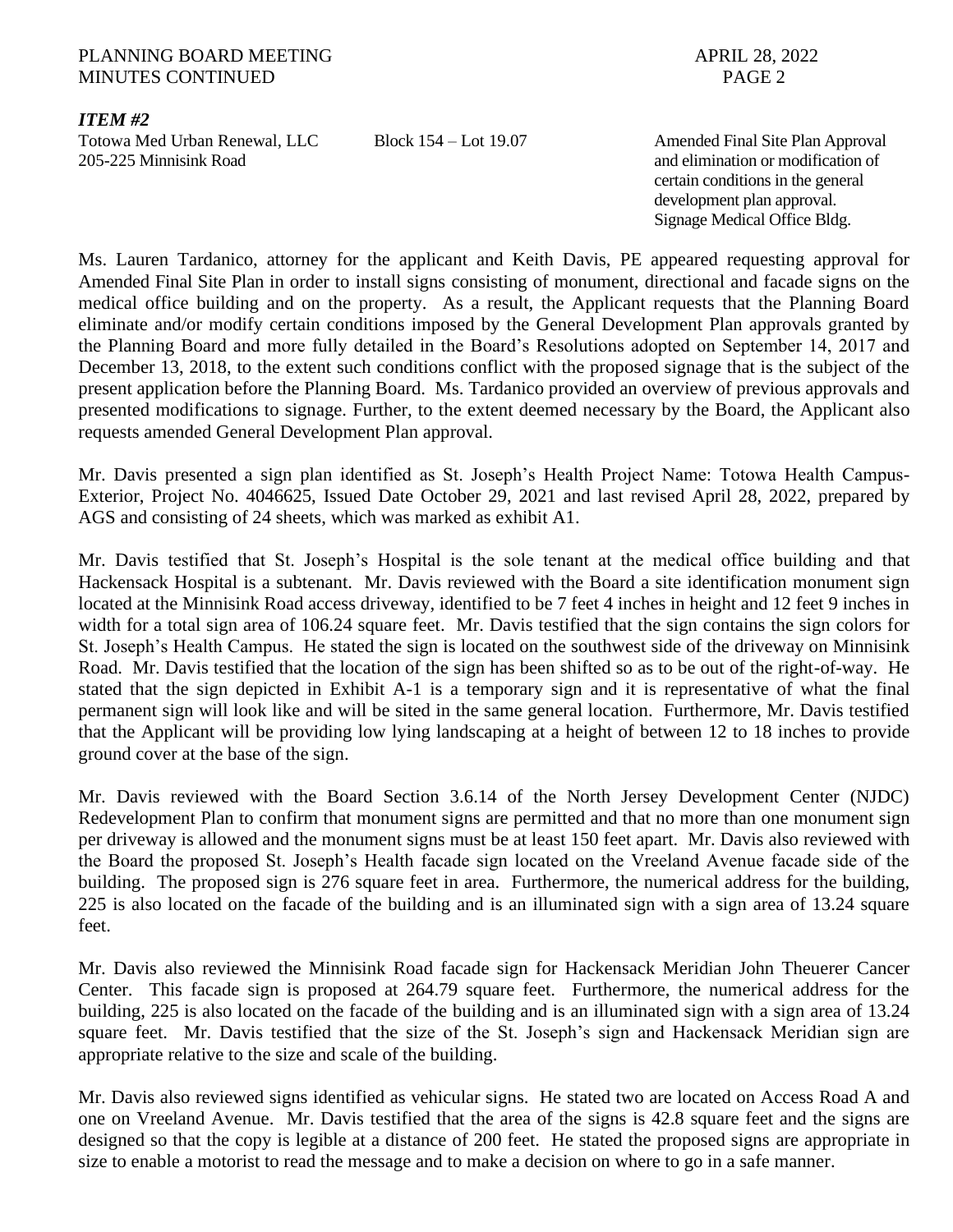### *ITEM #2*

Totowa Med Urban Renewal, LLC
205-225 Minnisink Road

Block 154 – Lot 19.07

Amended Final Site Plan Approval and elimination or modification of certain conditions in the general development plan approval. Signage Medical Office Bldg.

Ms. Lauren Tardanico, attorney for the applicant and Keith Davis, PE appeared requesting approval for Amended Final Site Plan in order to install signs consisting of monument, directional and facade signs on the medical office building and on the property. As a result, the Applicant requests that the Planning Board eliminate and/or modify certain conditions imposed by the General Development Plan approvals granted by the Planning Board and more fully detailed in the Board's Resolutions adopted on September 14, 2017 and December 13, 2018, to the extent such conditions conflict with the proposed signage that is the subject of the present application before the Planning Board. Ms. Tardanico provided an overview of previous approvals and presented modifications to signage. Further, to the extent deemed necessary by the Board, the Applicant also requests amended General Development Plan approval.

Mr. Davis presented a sign plan identified as St. Joseph's Health Project Name: Totowa Health Campus-Exterior, Project No. 4046625, Issued Date October 29, 2021 and last revised April 28, 2022, prepared by AGS and consisting of 24 sheets, which was marked as exhibit A1.

Mr. Davis testified that St. Joseph's Hospital is the sole tenant at the medical office building and that Hackensack Hospital is a subtenant. Mr. Davis reviewed with the Board a site identification monument sign located at the Minnisink Road access driveway, identified to be 7 feet 4 inches in height and 12 feet 9 inches in width for a total sign area of 106.24 square feet. Mr. Davis testified that the sign contains the sign colors for St. Joseph's Health Campus. He stated the sign is located on the southwest side of the driveway on Minnisink Road. Mr. Davis testified that the location of the sign has been shifted so as to be out of the right-of-way. He stated that the sign depicted in Exhibit A-1 is a temporary sign and it is representative of what the final permanent sign will look like and will be sited in the same general location. Furthermore, Mr. Davis testified that the Applicant will be providing low lying landscaping at a height of between 12 to 18 inches to provide ground cover at the base of the sign.

Mr. Davis reviewed with the Board Section 3.6.14 of the North Jersey Development Center (NJDC) Redevelopment Plan to confirm that monument signs are permitted and that no more than one monument sign per driveway is allowed and the monument signs must be at least 150 feet apart. Mr. Davis also reviewed with the Board the proposed St. Joseph's Health facade sign located on the Vreeland Avenue facade side of the building. The proposed sign is 276 square feet in area. Furthermore, the numerical address for the building, 225 is also located on the facade of the building and is an illuminated sign with a sign area of 13.24 square feet.

Mr. Davis also reviewed the Minnisink Road facade sign for Hackensack Meridian John Theuerer Cancer Center. This facade sign is proposed at 264.79 square feet. Furthermore, the numerical address for the building, 225 is also located on the facade of the building and is an illuminated sign with a sign area of 13.24 square feet. Mr. Davis testified that the size of the St. Joseph's sign and Hackensack Meridian sign are appropriate relative to the size and scale of the building.

Mr. Davis also reviewed signs identified as vehicular signs. He stated two are located on Access Road A and one on Vreeland Avenue. Mr. Davis testified that the area of the signs is 42.8 square feet and the signs are designed so that the copy is legible at a distance of 200 feet. He stated the proposed signs are appropriate in size to enable a motorist to read the message and to make a decision on where to go in a safe manner.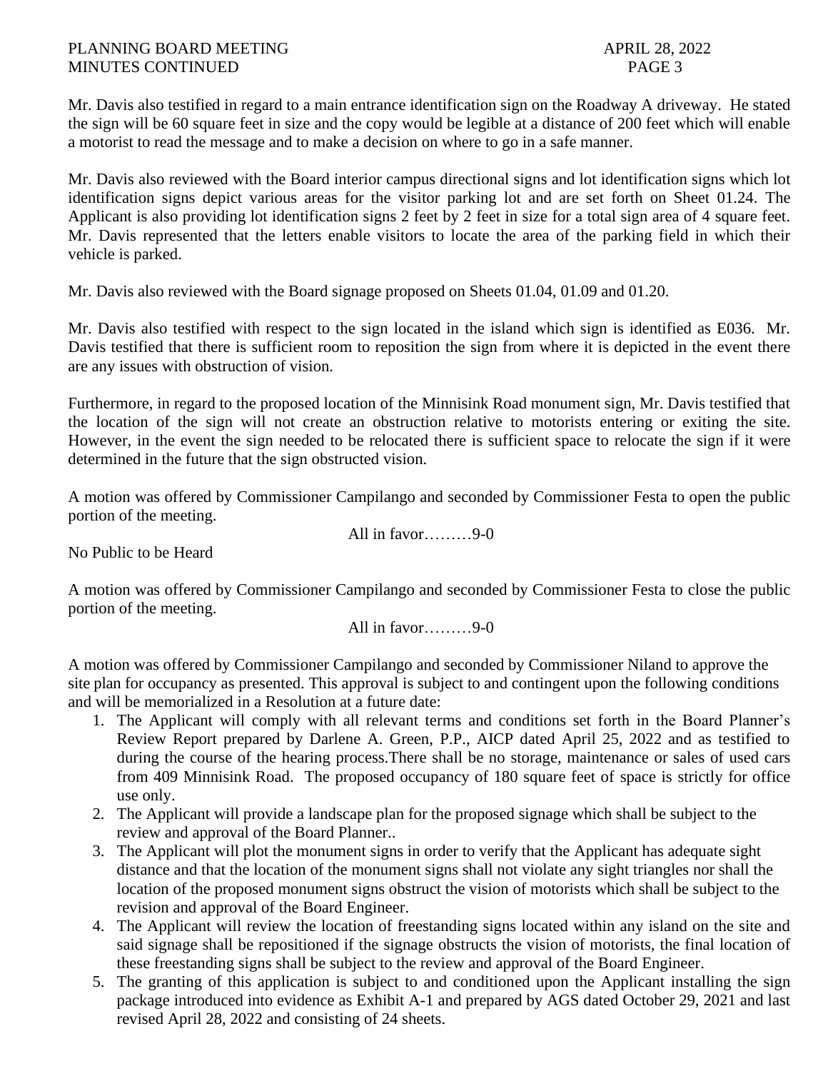Mr. Davis also testified in regard to a main entrance identification sign on the Roadway A driveway. He stated the sign will be 60 square feet in size and the copy would be legible at a distance of 200 feet which will enable a motorist to read the message and to make a decision on where to go in a safe manner.

Mr. Davis also reviewed with the Board interior campus directional signs and lot identification signs which lot identification signs depict various areas for the visitor parking lot and are set forth on Sheet 01.24. The Applicant is also providing lot identification signs 2 feet by 2 feet in size for a total sign area of 4 square feet. Mr. Davis represented that the letters enable visitors to locate the area of the parking field in which their vehicle is parked.

Mr. Davis also reviewed with the Board signage proposed on Sheets 01.04, 01.09 and 01.20.

Mr. Davis also testified with respect to the sign located in the island which sign is identified as E036. Mr. Davis testified that there is sufficient room to reposition the sign from where it is depicted in the event there are any issues with obstruction of vision.

Furthermore, in regard to the proposed location of the Minnisink Road monument sign, Mr. Davis testified that the location of the sign will not create an obstruction relative to motorists entering or exiting the site. However, in the event the sign needed to be relocated there is sufficient space to relocate the sign if it were determined in the future that the sign obstructed vision.

A motion was offered by Commissioner Campilango and seconded by Commissioner Festa to open the public portion of the meeting.

All in favor………9-0

No Public to be Heard

A motion was offered by Commissioner Campilango and seconded by Commissioner Festa to close the public portion of the meeting.

All in favor………9-0

A motion was offered by Commissioner Campilango and seconded by Commissioner Niland to approve the site plan for occupancy as presented. This approval is subject to and contingent upon the following conditions and will be memorialized in a Resolution at a future date:

1. The Applicant will comply with all relevant terms and conditions set forth in the Board Planner's Review Report prepared by Darlene A. Green, P.P., AICP dated April 25, 2022 and as testified to during the course of the hearing process.There shall be no storage, maintenance or sales of used cars from 409 Minnisink Road. The proposed occupancy of 180 square feet of space is strictly for office use only.
2. The Applicant will provide a landscape plan for the proposed signage which shall be subject to the review and approval of the Board Planner..
3. The Applicant will plot the monument signs in order to verify that the Applicant has adequate sight distance and that the location of the monument signs shall not violate any sight triangles nor shall the location of the proposed monument signs obstruct the vision of motorists which shall be subject to the revision and approval of the Board Engineer.
4. The Applicant will review the location of freestanding signs located within any island on the site and said signage shall be repositioned if the signage obstructs the vision of motorists, the final location of these freestanding signs shall be subject to the review and approval of the Board Engineer.
5. The granting of this application is subject to and conditioned upon the Applicant installing the sign package introduced into evidence as Exhibit A-1 and prepared by AGS dated October 29, 2021 and last revised April 28, 2022 and consisting of 24 sheets.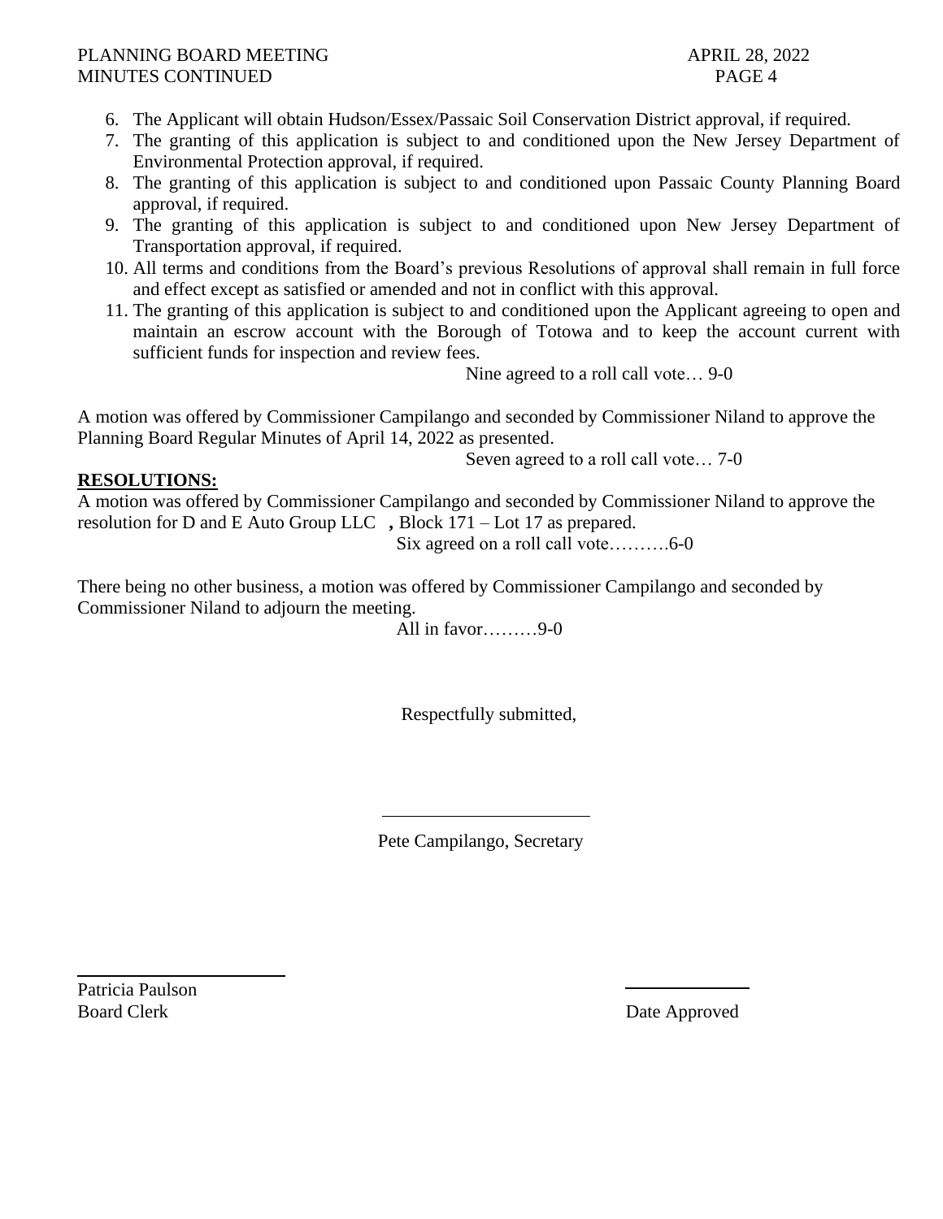6. The Applicant will obtain Hudson/Essex/Passaic Soil Conservation District approval, if required.
7. The granting of this application is subject to and conditioned upon the New Jersey Department of Environmental Protection approval, if required.
8. The granting of this application is subject to and conditioned upon Passaic County Planning Board approval, if required.
9. The granting of this application is subject to and conditioned upon New Jersey Department of Transportation approval, if required.
10. All terms and conditions from the Board's previous Resolutions of approval shall remain in full force and effect except as satisfied or amended and not in conflict with this approval.
11. The granting of this application is subject to and conditioned upon the Applicant agreeing to open and maintain an escrow account with the Borough of Totowa and to keep the account current with sufficient funds for inspection and review fees.

Nine agreed to a roll call vote… 9-0

A motion was offered by Commissioner Campilango and seconded by Commissioner Niland to approve the Planning Board Regular Minutes of April 14, 2022 as presented.

Seven agreed to a roll call vote… 7-0

**RESOLUTIONS:**

A motion was offered by Commissioner Campilango and seconded by Commissioner Niland to approve the resolution for D and E Auto Group LLC **,** Block 171 – Lot 17 as prepared.

Six agreed on a roll call vote……….6-0

There being no other business, a motion was offered by Commissioner Campilango and seconded by Commissioner Niland to adjourn the meeting.

All in favor………9-0

Respectfully submitted,

Pete Campilango, Secretary

Patricia Paulson
Board Clerk

Date Approved